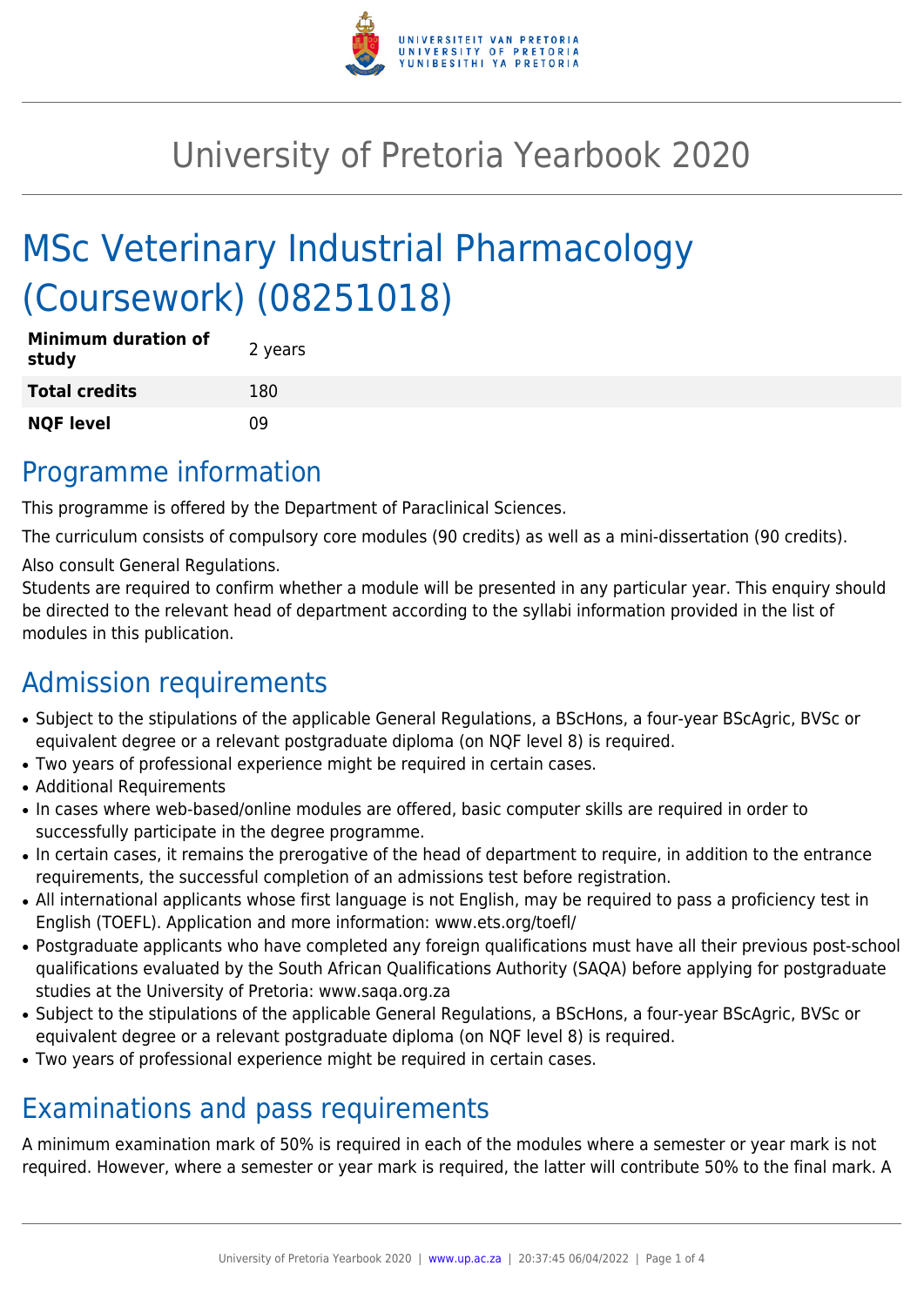# University of Pretoria Yearbook 2020

# MSc Veterinary Industrial Pharmacology (Coursework) (08251018)

| | |
|---|---|
| **Minimum duration of study** | 2 years |
| **Total credits** | 180 |
| **NQF level** | 09 |

## Programme information

This programme is offered by the Department of Paraclinical Sciences.

The curriculum consists of compulsory core modules (90 credits) as well as a mini-dissertation (90 credits).

Also consult General Regulations.

Students are required to confirm whether a module will be presented in any particular year. This enquiry should be directed to the relevant head of department according to the syllabi information provided in the list of modules in this publication.

## Admission requirements

- Subject to the stipulations of the applicable General Regulations, a BScHons, a four-year BScAgric, BVSc or equivalent degree or a relevant postgraduate diploma (on NQF level 8) is required.
- Two years of professional experience might be required in certain cases.
- Additional Requirements
- In cases where web-based/online modules are offered, basic computer skills are required in order to successfully participate in the degree programme.
- In certain cases, it remains the prerogative of the head of department to require, in addition to the entrance requirements, the successful completion of an admissions test before registration.
- All international applicants whose first language is not English, may be required to pass a proficiency test in English (TOEFL). Application and more information: www.ets.org/toefl/
- Postgraduate applicants who have completed any foreign qualifications must have all their previous post-school qualifications evaluated by the South African Qualifications Authority (SAQA) before applying for postgraduate studies at the University of Pretoria: www.saqa.org.za
- Subject to the stipulations of the applicable General Regulations, a BScHons, a four-year BScAgric, BVSc or equivalent degree or a relevant postgraduate diploma (on NQF level 8) is required.
- Two years of professional experience might be required in certain cases.

## Examinations and pass requirements

A minimum examination mark of 50% is required in each of the modules where a semester or year mark is not required. However, where a semester or year mark is required, the latter will contribute 50% to the final mark. A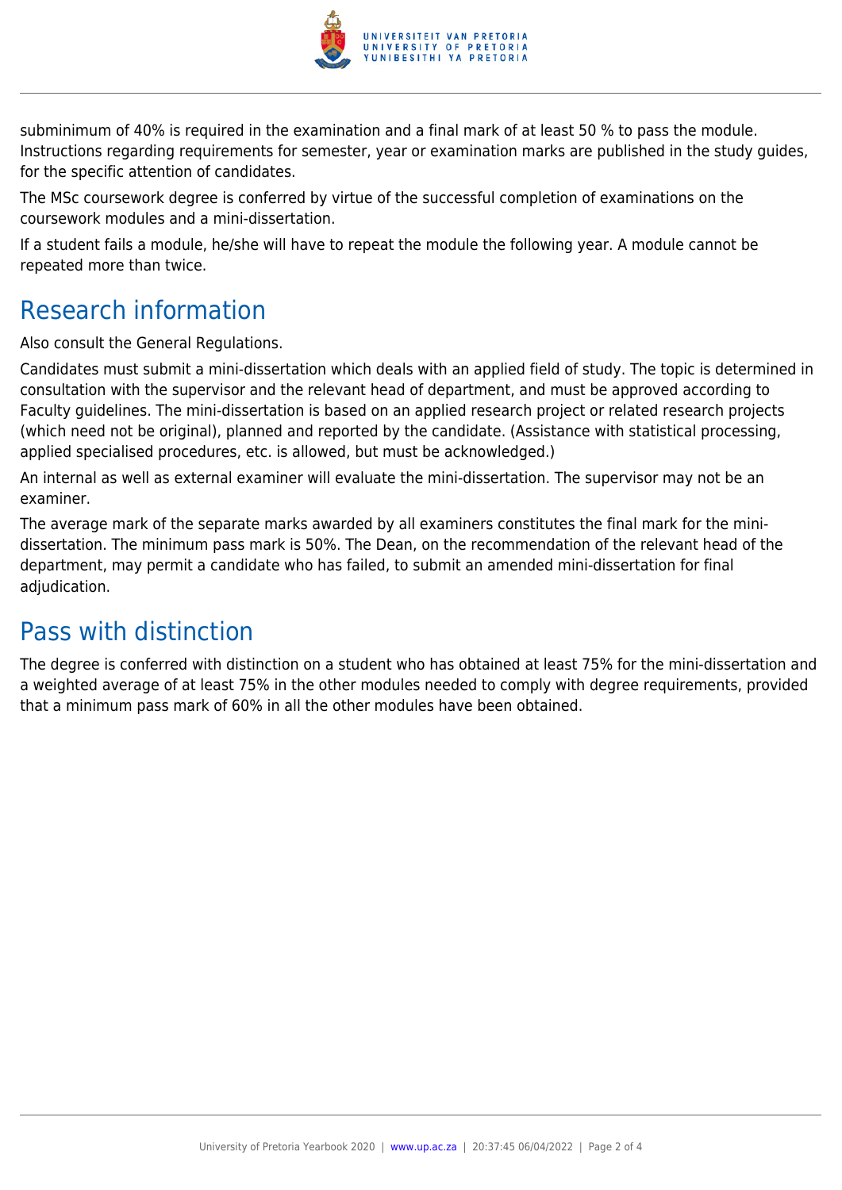subminimum of 40% is required in the examination and a final mark of at least 50 % to pass the module. Instructions regarding requirements for semester, year or examination marks are published in the study guides, for the specific attention of candidates.

The MSc coursework degree is conferred by virtue of the successful completion of examinations on the coursework modules and a mini-dissertation.

If a student fails a module, he/she will have to repeat the module the following year. A module cannot be repeated more than twice.

## Research information

Also consult the General Regulations.

Candidates must submit a mini-dissertation which deals with an applied field of study. The topic is determined in consultation with the supervisor and the relevant head of department, and must be approved according to Faculty guidelines. The mini-dissertation is based on an applied research project or related research projects (which need not be original), planned and reported by the candidate. (Assistance with statistical processing, applied specialised procedures, etc. is allowed, but must be acknowledged.)

An internal as well as external examiner will evaluate the mini-dissertation. The supervisor may not be an examiner.

The average mark of the separate marks awarded by all examiners constitutes the final mark for the mini-dissertation. The minimum pass mark is 50%. The Dean, on the recommendation of the relevant head of the department, may permit a candidate who has failed, to submit an amended mini-dissertation for final adjudication.

## Pass with distinction

The degree is conferred with distinction on a student who has obtained at least 75% for the mini-dissertation and a weighted average of at least 75% in the other modules needed to comply with degree requirements, provided that a minimum pass mark of 60% in all the other modules have been obtained.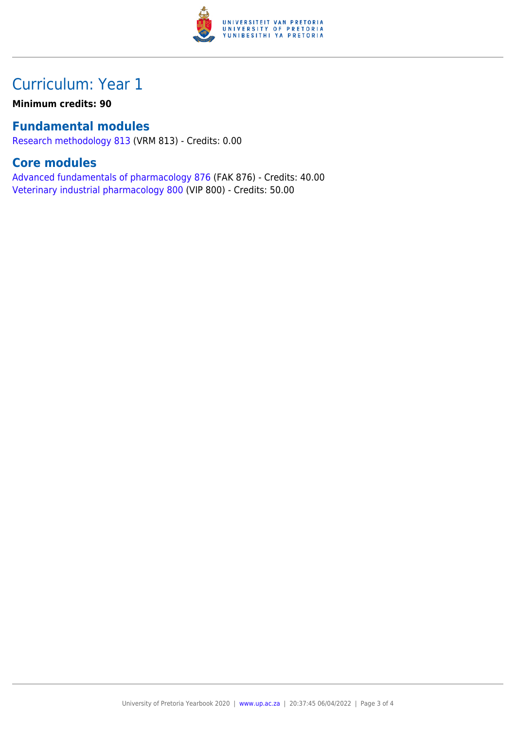# Curriculum: Year 1

**Minimum credits: 90**

## Fundamental modules

Research methodology 813 (VRM 813) - Credits: 0.00

## Core modules

Advanced fundamentals of pharmacology 876 (FAK 876) - Credits: 40.00
Veterinary industrial pharmacology 800 (VIP 800) - Credits: 50.00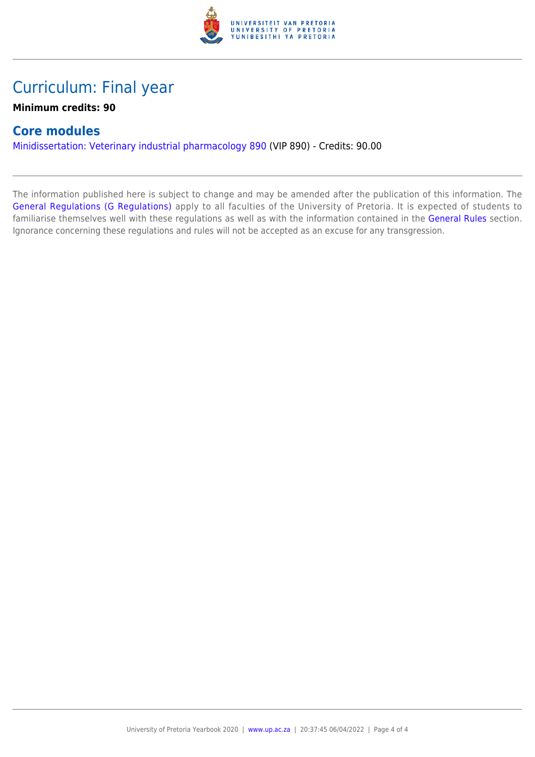# Curriculum: Final year

**Minimum credits: 90**

## Core modules

Minidissertation: Veterinary industrial pharmacology 890 (VIP 890) - Credits: 90.00

The information published here is subject to change and may be amended after the publication of this information. The General Regulations (G Regulations) apply to all faculties of the University of Pretoria. It is expected of students to familiarise themselves well with these regulations as well as with the information contained in the General Rules section. Ignorance concerning these regulations and rules will not be accepted as an excuse for any transgression.